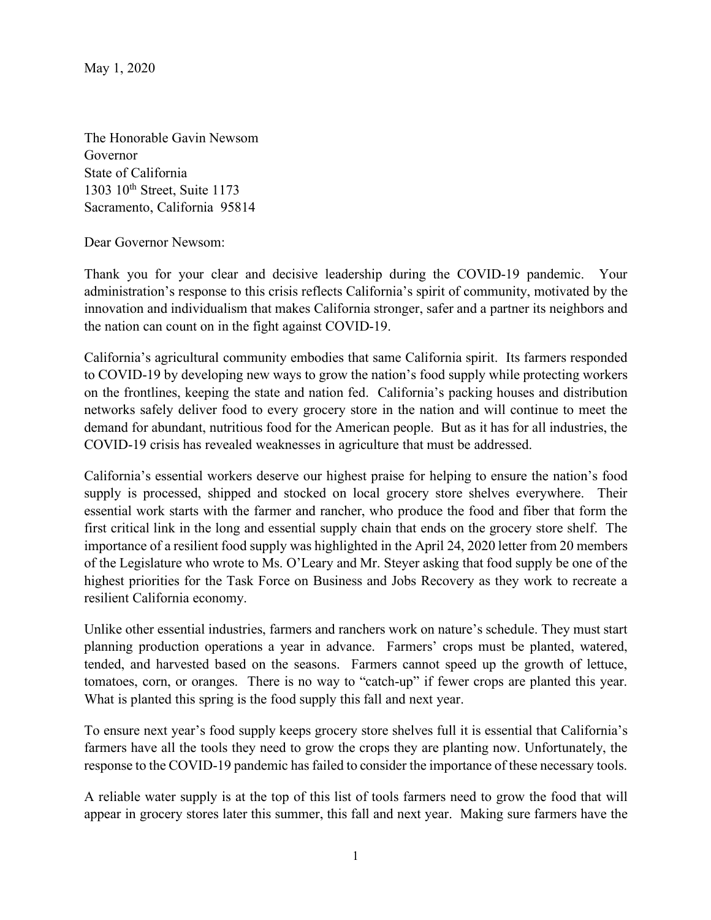May 1, 2020

The Honorable Gavin Newsom
Governor
State of California
1303 10th Street, Suite 1173
Sacramento, California 95814

Dear Governor Newsom:

Thank you for your clear and decisive leadership during the COVID-19 pandemic. Your administration's response to this crisis reflects California's spirit of community, motivated by the innovation and individualism that makes California stronger, safer and a partner its neighbors and the nation can count on in the fight against COVID-19.

California's agricultural community embodies that same California spirit. Its farmers responded to COVID-19 by developing new ways to grow the nation's food supply while protecting workers on the frontlines, keeping the state and nation fed. California's packing houses and distribution networks safely deliver food to every grocery store in the nation and will continue to meet the demand for abundant, nutritious food for the American people. But as it has for all industries, the COVID-19 crisis has revealed weaknesses in agriculture that must be addressed.

California's essential workers deserve our highest praise for helping to ensure the nation's food supply is processed, shipped and stocked on local grocery store shelves everywhere. Their essential work starts with the farmer and rancher, who produce the food and fiber that form the first critical link in the long and essential supply chain that ends on the grocery store shelf. The importance of a resilient food supply was highlighted in the April 24, 2020 letter from 20 members of the Legislature who wrote to Ms. O'Leary and Mr. Steyer asking that food supply be one of the highest priorities for the Task Force on Business and Jobs Recovery as they work to recreate a resilient California economy.

Unlike other essential industries, farmers and ranchers work on nature's schedule. They must start planning production operations a year in advance. Farmers' crops must be planted, watered, tended, and harvested based on the seasons. Farmers cannot speed up the growth of lettuce, tomatoes, corn, or oranges. There is no way to "catch-up" if fewer crops are planted this year. What is planted this spring is the food supply this fall and next year.

To ensure next year's food supply keeps grocery store shelves full it is essential that California's farmers have all the tools they need to grow the crops they are planting now. Unfortunately, the response to the COVID-19 pandemic has failed to consider the importance of these necessary tools.

A reliable water supply is at the top of this list of tools farmers need to grow the food that will appear in grocery stores later this summer, this fall and next year. Making sure farmers have the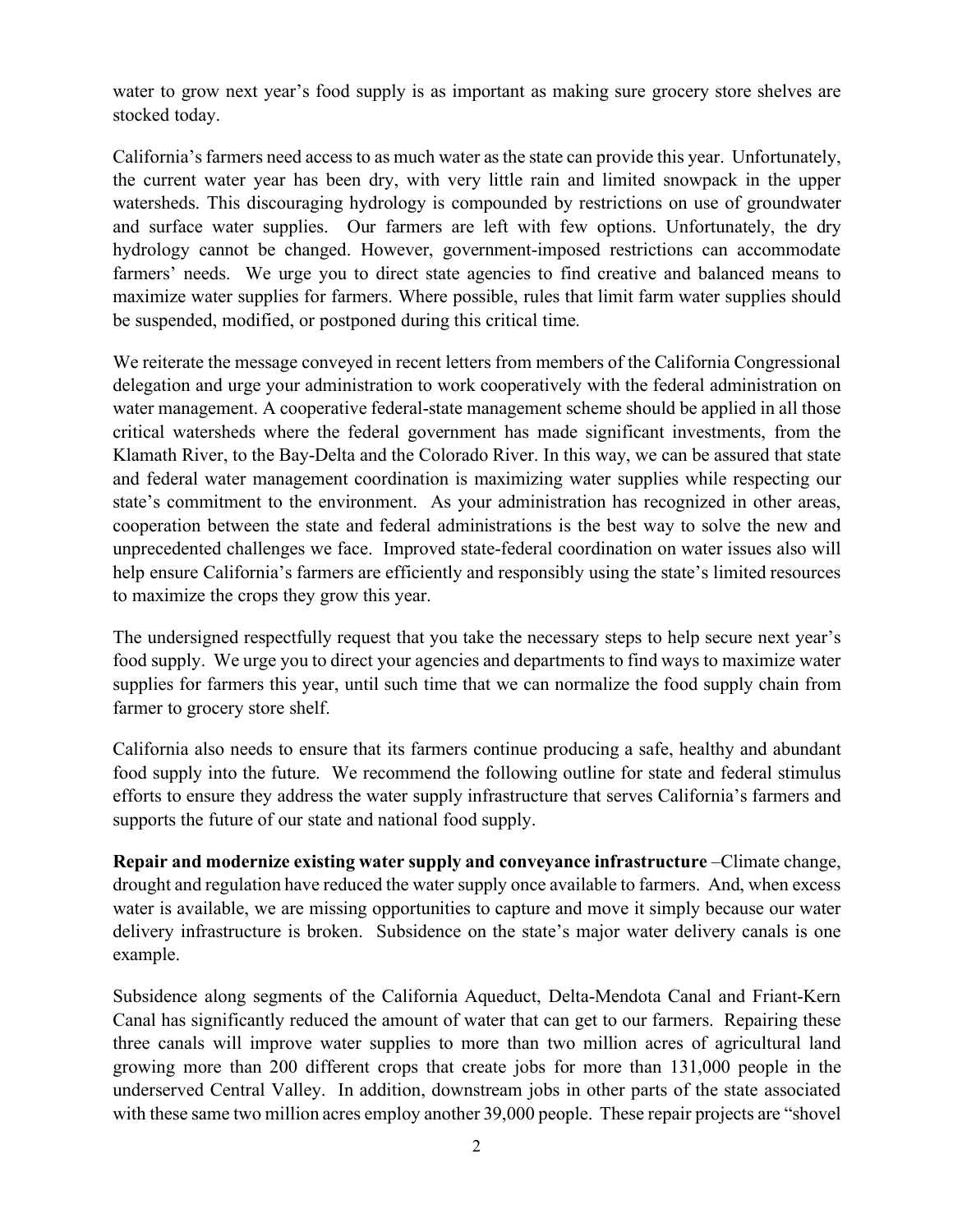water to grow next year's food supply is as important as making sure grocery store shelves are stocked today.

California's farmers need access to as much water as the state can provide this year. Unfortunately, the current water year has been dry, with very little rain and limited snowpack in the upper watersheds. This discouraging hydrology is compounded by restrictions on use of groundwater and surface water supplies. Our farmers are left with few options. Unfortunately, the dry hydrology cannot be changed. However, government-imposed restrictions can accommodate farmers' needs. We urge you to direct state agencies to find creative and balanced means to maximize water supplies for farmers. Where possible, rules that limit farm water supplies should be suspended, modified, or postponed during this critical time.

We reiterate the message conveyed in recent letters from members of the California Congressional delegation and urge your administration to work cooperatively with the federal administration on water management. A cooperative federal-state management scheme should be applied in all those critical watersheds where the federal government has made significant investments, from the Klamath River, to the Bay-Delta and the Colorado River. In this way, we can be assured that state and federal water management coordination is maximizing water supplies while respecting our state's commitment to the environment. As your administration has recognized in other areas, cooperation between the state and federal administrations is the best way to solve the new and unprecedented challenges we face. Improved state-federal coordination on water issues also will help ensure California's farmers are efficiently and responsibly using the state's limited resources to maximize the crops they grow this year.

The undersigned respectfully request that you take the necessary steps to help secure next year's food supply. We urge you to direct your agencies and departments to find ways to maximize water supplies for farmers this year, until such time that we can normalize the food supply chain from farmer to grocery store shelf.

California also needs to ensure that its farmers continue producing a safe, healthy and abundant food supply into the future. We recommend the following outline for state and federal stimulus efforts to ensure they address the water supply infrastructure that serves California's farmers and supports the future of our state and national food supply.

**Repair and modernize existing water supply and conveyance infrastructure** –Climate change, drought and regulation have reduced the water supply once available to farmers. And, when excess water is available, we are missing opportunities to capture and move it simply because our water delivery infrastructure is broken. Subsidence on the state's major water delivery canals is one example.

Subsidence along segments of the California Aqueduct, Delta-Mendota Canal and Friant-Kern Canal has significantly reduced the amount of water that can get to our farmers. Repairing these three canals will improve water supplies to more than two million acres of agricultural land growing more than 200 different crops that create jobs for more than 131,000 people in the underserved Central Valley. In addition, downstream jobs in other parts of the state associated with these same two million acres employ another 39,000 people. These repair projects are "shovel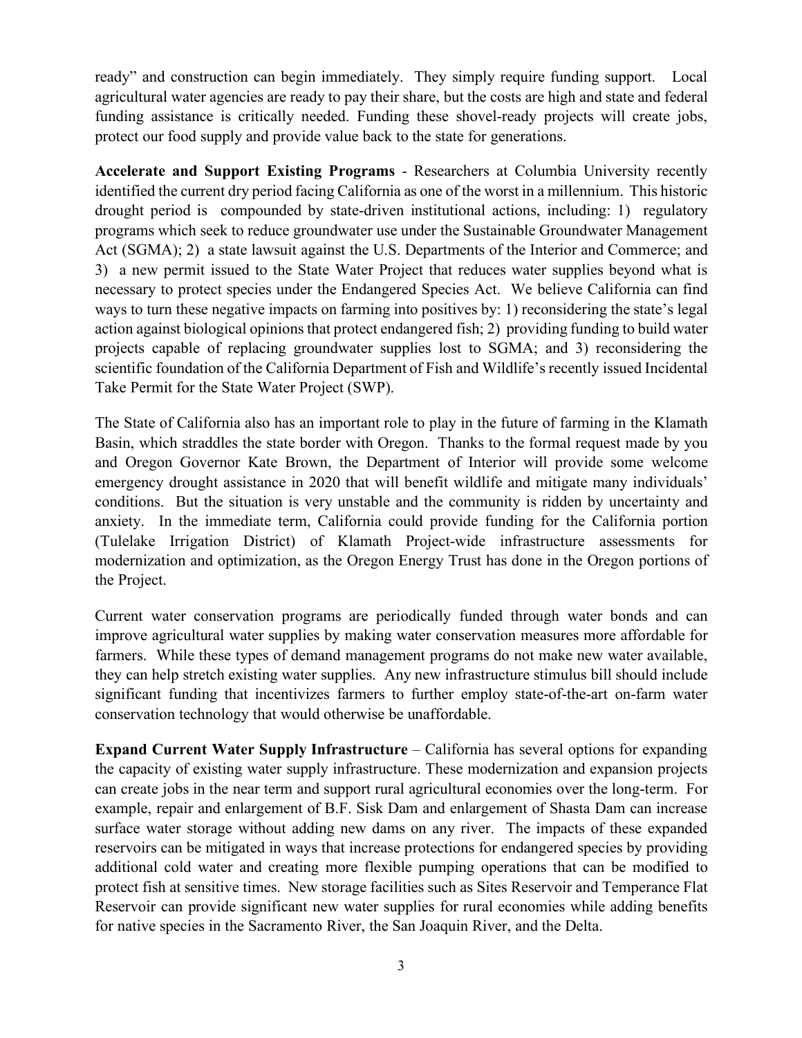ready" and construction can begin immediately. They simply require funding support. Local agricultural water agencies are ready to pay their share, but the costs are high and state and federal funding assistance is critically needed. Funding these shovel-ready projects will create jobs, protect our food supply and provide value back to the state for generations.

**Accelerate and Support Existing Programs** - Researchers at Columbia University recently identified the current dry period facing California as one of the worst in a millennium. This historic drought period is compounded by state-driven institutional actions, including: 1) regulatory programs which seek to reduce groundwater use under the Sustainable Groundwater Management Act (SGMA); 2) a state lawsuit against the U.S. Departments of the Interior and Commerce; and 3) a new permit issued to the State Water Project that reduces water supplies beyond what is necessary to protect species under the Endangered Species Act. We believe California can find ways to turn these negative impacts on farming into positives by: 1) reconsidering the state's legal action against biological opinions that protect endangered fish; 2) providing funding to build water projects capable of replacing groundwater supplies lost to SGMA; and 3) reconsidering the scientific foundation of the California Department of Fish and Wildlife's recently issued Incidental Take Permit for the State Water Project (SWP).

The State of California also has an important role to play in the future of farming in the Klamath Basin, which straddles the state border with Oregon. Thanks to the formal request made by you and Oregon Governor Kate Brown, the Department of Interior will provide some welcome emergency drought assistance in 2020 that will benefit wildlife and mitigate many individuals' conditions. But the situation is very unstable and the community is ridden by uncertainty and anxiety. In the immediate term, California could provide funding for the California portion (Tulelake Irrigation District) of Klamath Project-wide infrastructure assessments for modernization and optimization, as the Oregon Energy Trust has done in the Oregon portions of the Project.

Current water conservation programs are periodically funded through water bonds and can improve agricultural water supplies by making water conservation measures more affordable for farmers. While these types of demand management programs do not make new water available, they can help stretch existing water supplies. Any new infrastructure stimulus bill should include significant funding that incentivizes farmers to further employ state-of-the-art on-farm water conservation technology that would otherwise be unaffordable.

**Expand Current Water Supply Infrastructure** – California has several options for expanding the capacity of existing water supply infrastructure. These modernization and expansion projects can create jobs in the near term and support rural agricultural economies over the long-term. For example, repair and enlargement of B.F. Sisk Dam and enlargement of Shasta Dam can increase surface water storage without adding new dams on any river. The impacts of these expanded reservoirs can be mitigated in ways that increase protections for endangered species by providing additional cold water and creating more flexible pumping operations that can be modified to protect fish at sensitive times. New storage facilities such as Sites Reservoir and Temperance Flat Reservoir can provide significant new water supplies for rural economies while adding benefits for native species in the Sacramento River, the San Joaquin River, and the Delta.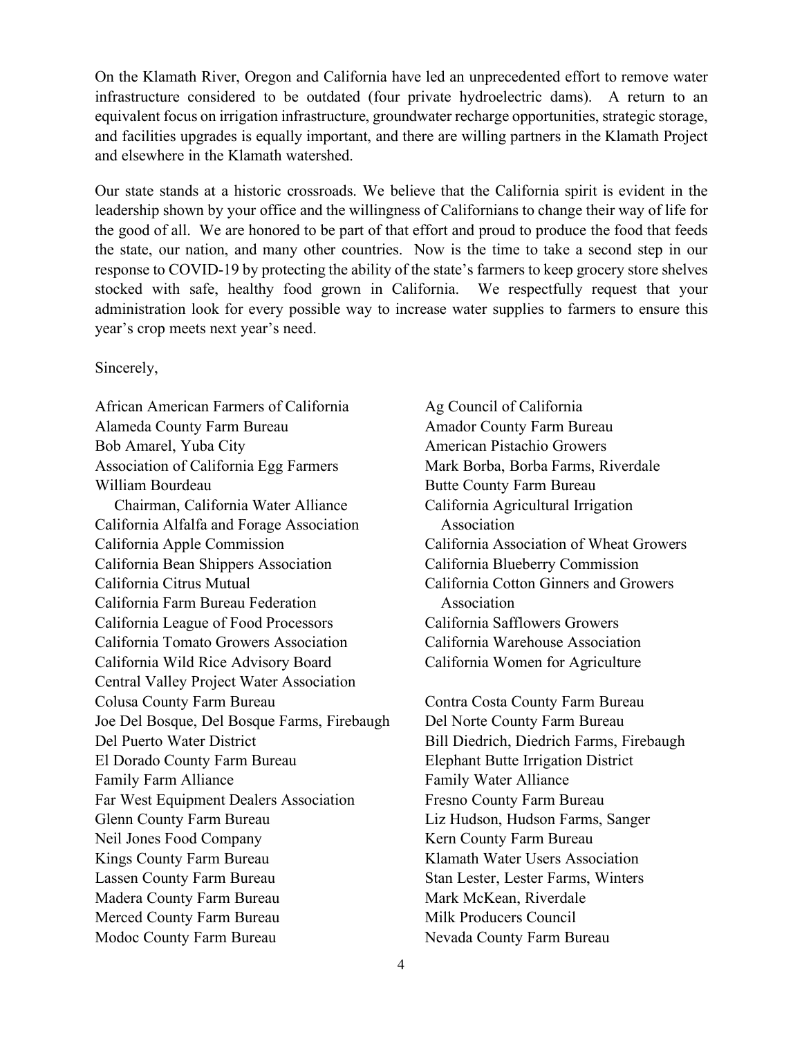On the Klamath River, Oregon and California have led an unprecedented effort to remove water infrastructure considered to be outdated (four private hydroelectric dams). A return to an equivalent focus on irrigation infrastructure, groundwater recharge opportunities, strategic storage, and facilities upgrades is equally important, and there are willing partners in the Klamath Project and elsewhere in the Klamath watershed.

Our state stands at a historic crossroads. We believe that the California spirit is evident in the leadership shown by your office and the willingness of Californians to change their way of life for the good of all. We are honored to be part of that effort and proud to produce the food that feeds the state, our nation, and many other countries. Now is the time to take a second step in our response to COVID-19 by protecting the ability of the state's farmers to keep grocery store shelves stocked with safe, healthy food grown in California. We respectfully request that your administration look for every possible way to increase water supplies to farmers to ensure this year's crop meets next year's need.

Sincerely,

African American Farmers of California
Alameda County Farm Bureau
Bob Amarel, Yuba City
Association of California Egg Farmers
William Bourdeau
Chairman, California Water Alliance
California Alfalfa and Forage Association
California Apple Commission
California Bean Shippers Association
California Citrus Mutual
California Farm Bureau Federation
California League of Food Processors
California Tomato Growers Association
California Wild Rice Advisory Board
Central Valley Project Water Association
Ag Council of California
Amador County Farm Bureau
American Pistachio Growers
Mark Borba, Borba Farms, Riverdale
Butte County Farm Bureau
California Agricultural Irrigation Association
California Association of Wheat Growers
California Blueberry Commission
California Cotton Ginners and Growers Association
California Safflowers Growers
California Warehouse Association
California Women for Agriculture

Colusa County Farm Bureau
Joe Del Bosque, Del Bosque Farms, Firebaugh
Del Puerto Water District
El Dorado County Farm Bureau
Family Farm Alliance
Far West Equipment Dealers Association
Glenn County Farm Bureau
Neil Jones Food Company
Kings County Farm Bureau
Lassen County Farm Bureau
Madera County Farm Bureau
Merced County Farm Bureau
Modoc County Farm Bureau
Contra Costa County Farm Bureau
Del Norte County Farm Bureau
Bill Diedrich, Diedrich Farms, Firebaugh
Elephant Butte Irrigation District
Family Water Alliance
Fresno County Farm Bureau
Liz Hudson, Hudson Farms, Sanger
Kern County Farm Bureau
Klamath Water Users Association
Stan Lester, Lester Farms, Winters
Mark McKean, Riverdale
Milk Producers Council
Nevada County Farm Bureau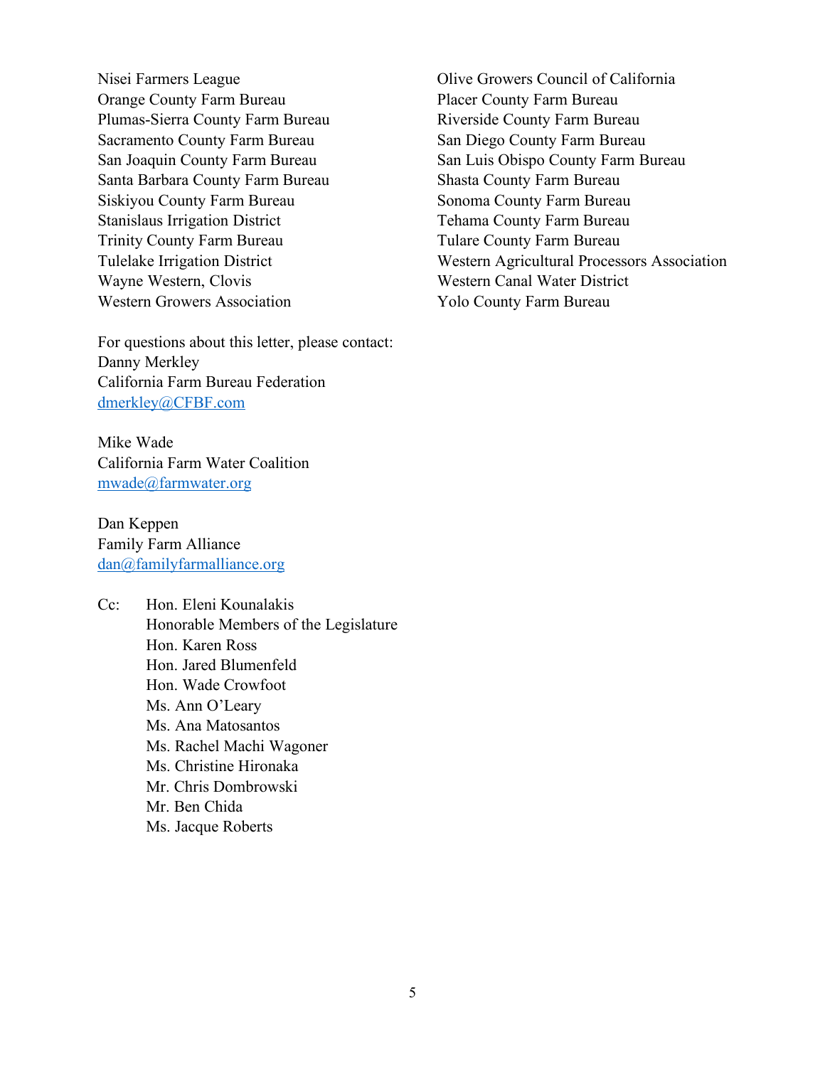Nisei Farmers League
Orange County Farm Bureau
Plumas-Sierra County Farm Bureau
Sacramento County Farm Bureau
San Joaquin County Farm Bureau
Santa Barbara County Farm Bureau
Siskiyou County Farm Bureau
Stanislaus Irrigation District
Trinity County Farm Bureau
Tulelake Irrigation District
Wayne Western, Clovis
Western Growers Association
Olive Growers Council of California
Placer County Farm Bureau
Riverside County Farm Bureau
San Diego County Farm Bureau
San Luis Obispo County Farm Bureau
Shasta County Farm Bureau
Sonoma County Farm Bureau
Tehama County Farm Bureau
Tulare County Farm Bureau
Western Agricultural Processors Association
Western Canal Water District
Yolo County Farm Bureau

For questions about this letter, please contact:
Danny Merkley
California Farm Bureau Federation
dmerkley@CFBF.com

Mike Wade
California Farm Water Coalition
mwade@farmwater.org

Dan Keppen
Family Farm Alliance
dan@familyfarmalliance.org

Cc: Hon. Eleni Kounalakis
Honorable Members of the Legislature
Hon. Karen Ross
Hon. Jared Blumenfeld
Hon. Wade Crowfoot
Ms. Ann O'Leary
Ms. Ana Matosantos
Ms. Rachel Machi Wagoner
Ms. Christine Hironaka
Mr. Chris Dombrowski
Mr. Ben Chida
Ms. Jacque Roberts